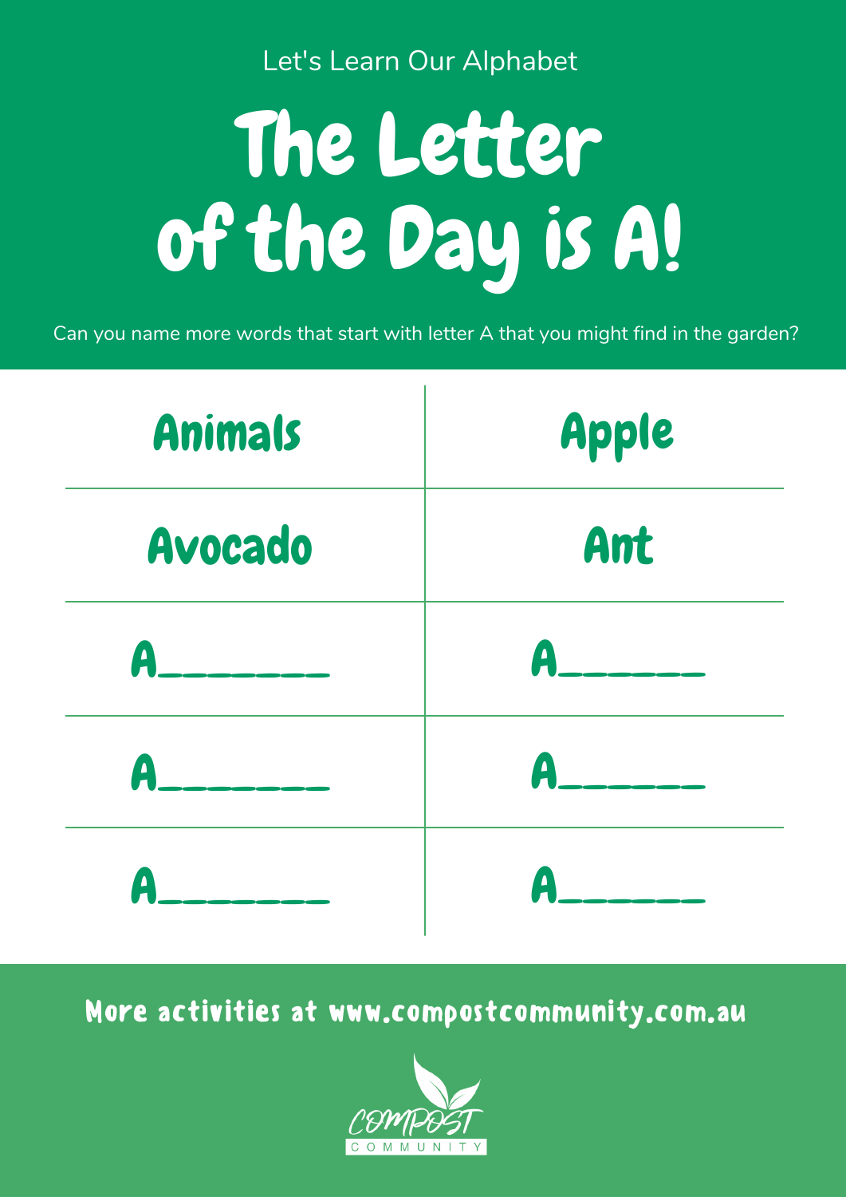Let's Learn Our Alphabet

# The Letter of the Day is A!

Can you name more words that start with letter A that you might find in the garden?

| | |
|---|---|
| Animals | Apple |
| Avocado | Ant |
| A_______ | A______ |
| A_______ | A______ |
| A_______ | A______ |

More activities at www.compostcommunity.com.au

COMPOST COMMUNITY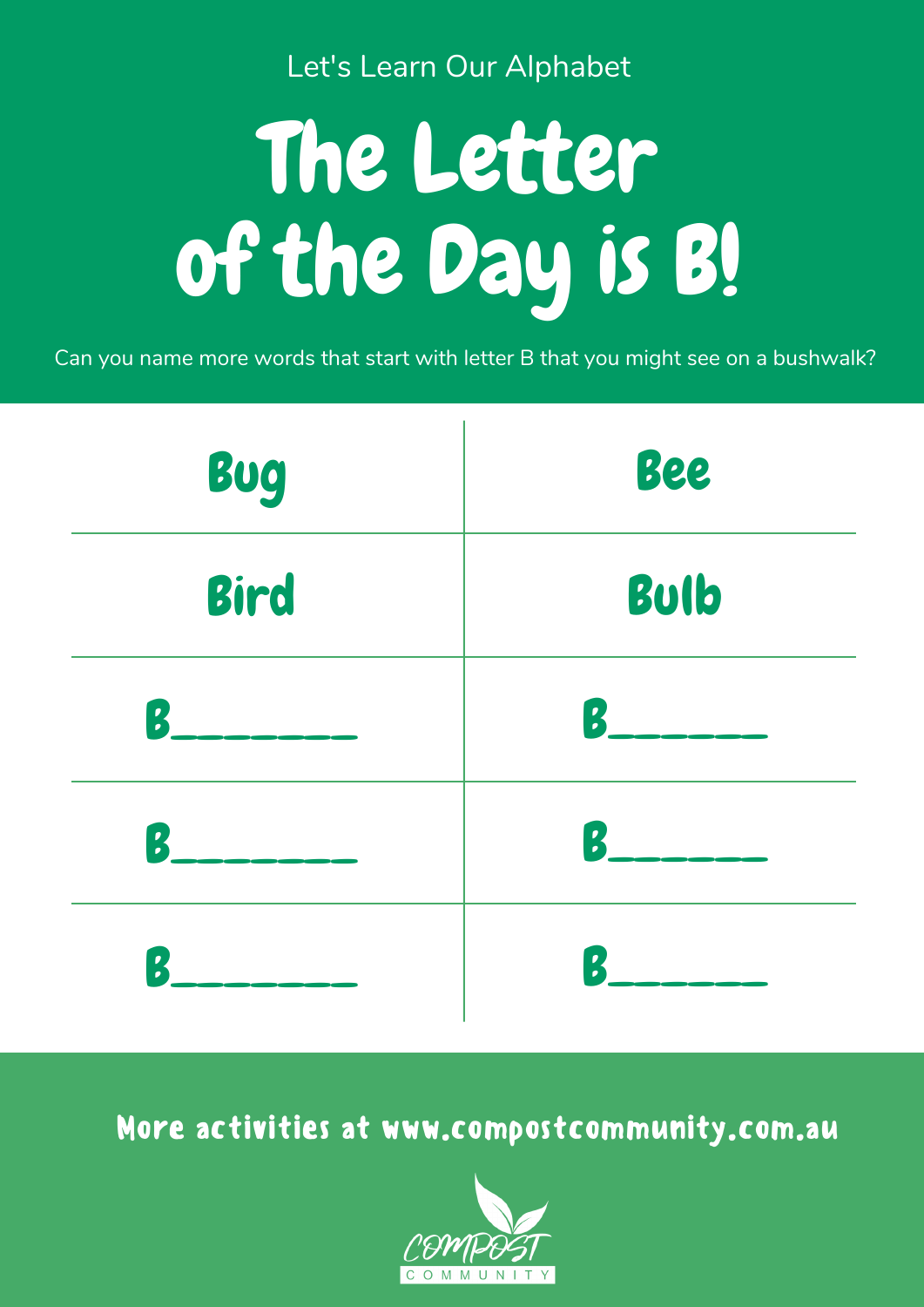Let's Learn Our Alphabet

# The Letter of the Day is B!

Can you name more words that start with letter B that you might see on a bushwalk?

| | |
|---|---|
| Bug | Bee |
| Bird | Bulb |
| B_______ | B______ |
| B_______ | B______ |
| B_______ | B______ |

More activities at www.compostcommunity.com.au

COMPOST COMMUNITY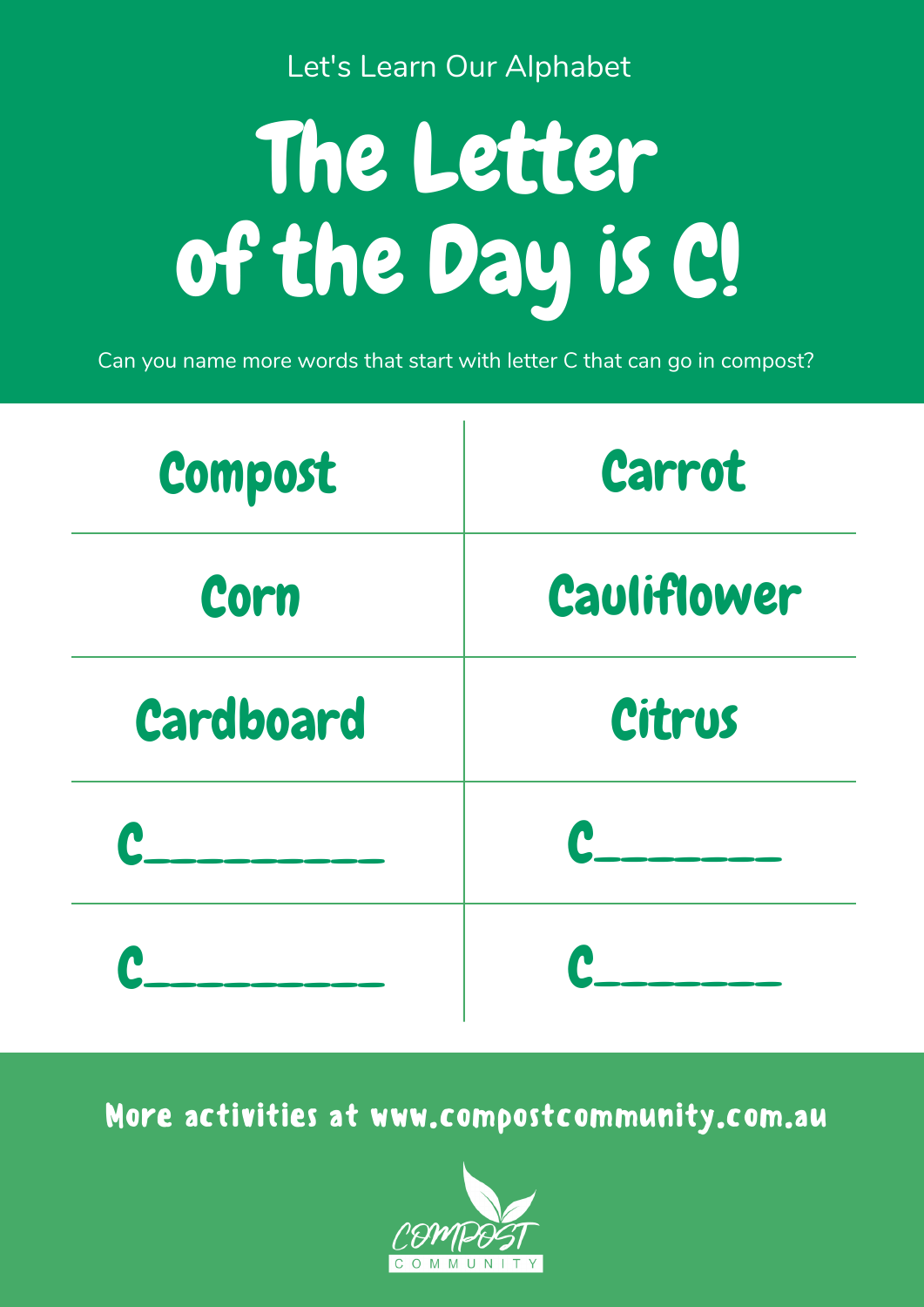Let's Learn Our Alphabet

# The Letter of the Day is C!

Can you name more words that start with letter C that can go in compost?

| Compost | Carrot |
|---|---|
| Corn | Cauliflower |
| Cardboard | Citrus |
| C________ | C______ |
| C________ | C______ |

More activities at www.compostcommunity.com.au

COMPOST COMMUNITY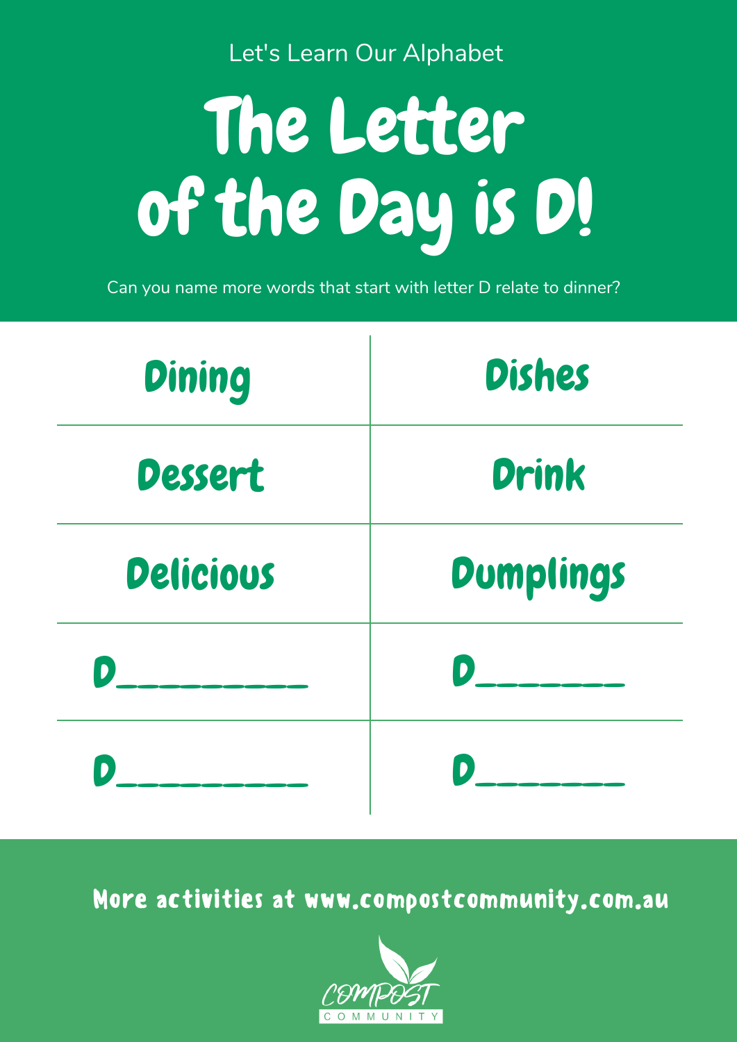Let's Learn Our Alphabet

# The Letter of the Day is D!

Can you name more words that start with letter D relate to dinner?

| | |
|---|---|
| Dining | Dishes |
| Dessert | Drink |
| Delicious | Dumplings |
| D_________ | D_______ |
| D_________ | D_______ |

**More activities at www.compostcommunity.com.au**

COMPOST COMMUNITY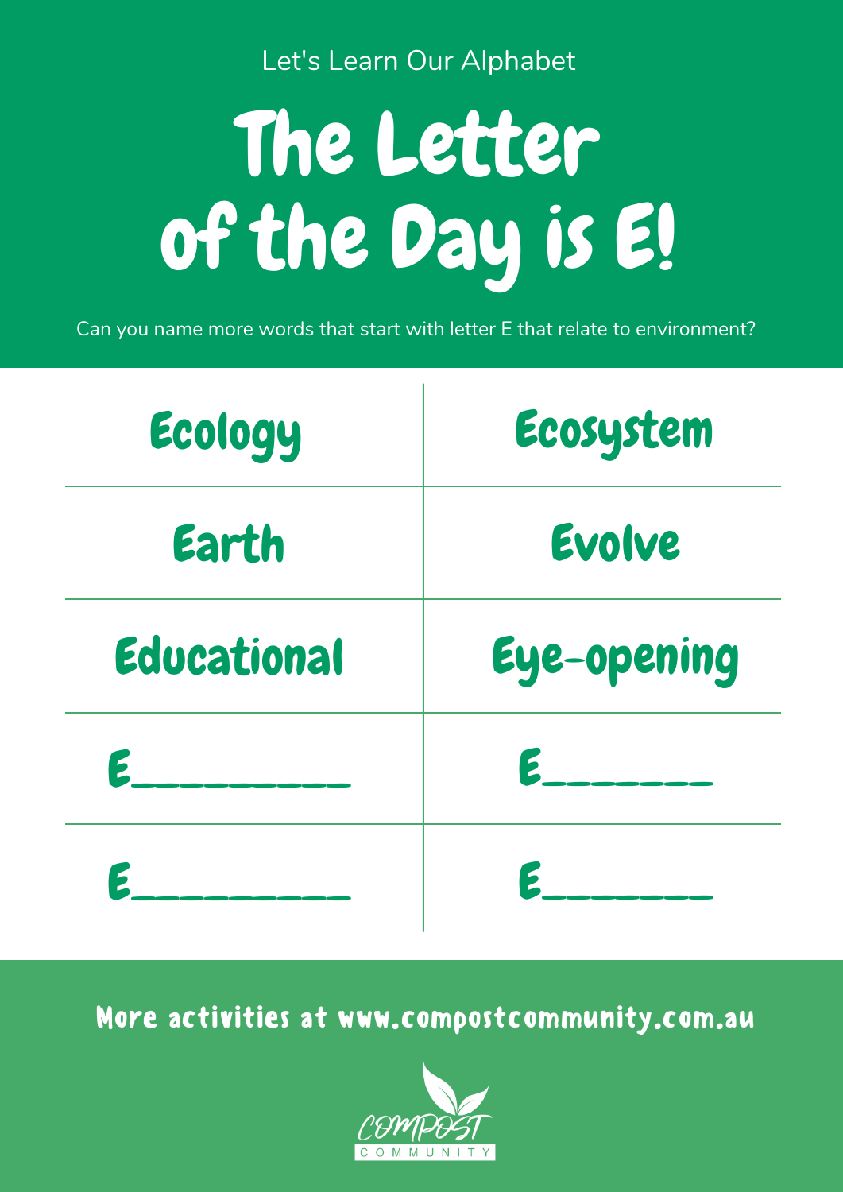Let's Learn Our Alphabet

# The Letter of the Day is E!

Can you name more words that start with letter E that relate to environment?

| | |
|---|---|
| Ecology | Ecosystem |
| Earth | Evolve |
| Educational | Eye-opening |
| E________ | E______ |
| E________ | E______ |

More activities at www.compostcommunity.com.au

COMPOST COMMUNITY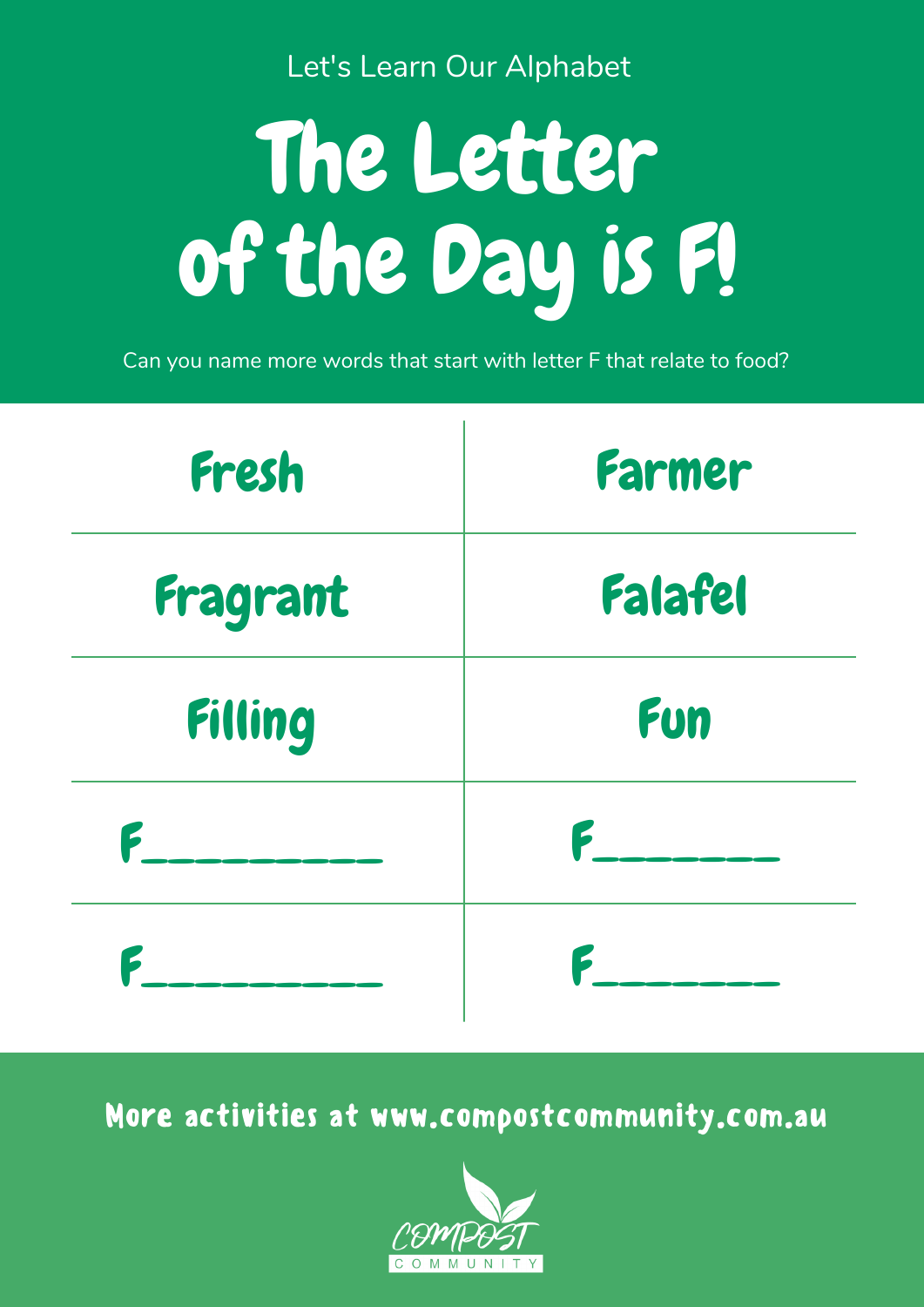Let's Learn Our Alphabet

# The Letter of the Day is F!

Can you name more words that start with letter F that relate to food?

| | |
|---|---|
| Fresh | Farmer |
| Fragrant | Falafel |
| Filling | Fun |
| F_________ | F_______ |
| F_________ | F_______ |

More activities at www.compostcommunity.com.au

COMPOST COMMUNITY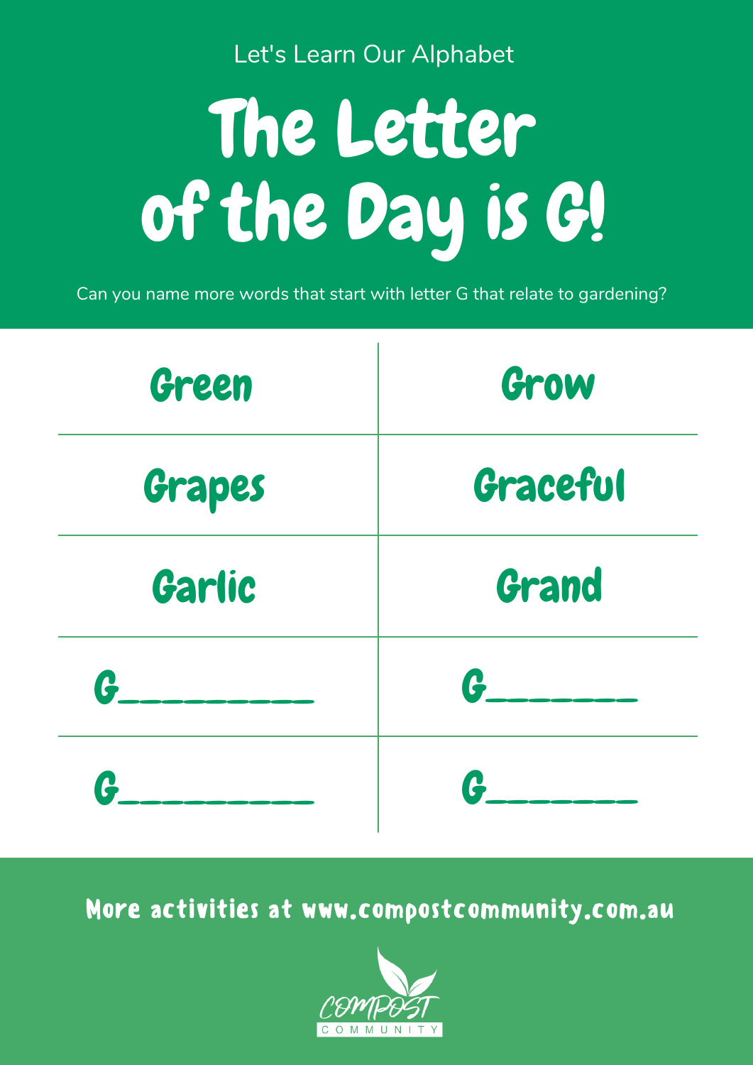Let's Learn Our Alphabet

# The Letter of the Day is G!

Can you name more words that start with letter G that relate to gardening?

| | |
|---|---|
| Green | Grow |
| Grapes | Graceful |
| Garlic | Grand |
| G_________ | G_______ |
| G_________ | G_______ |

More activities at www.compostcommunity.com.au

COMPOST COMMUNITY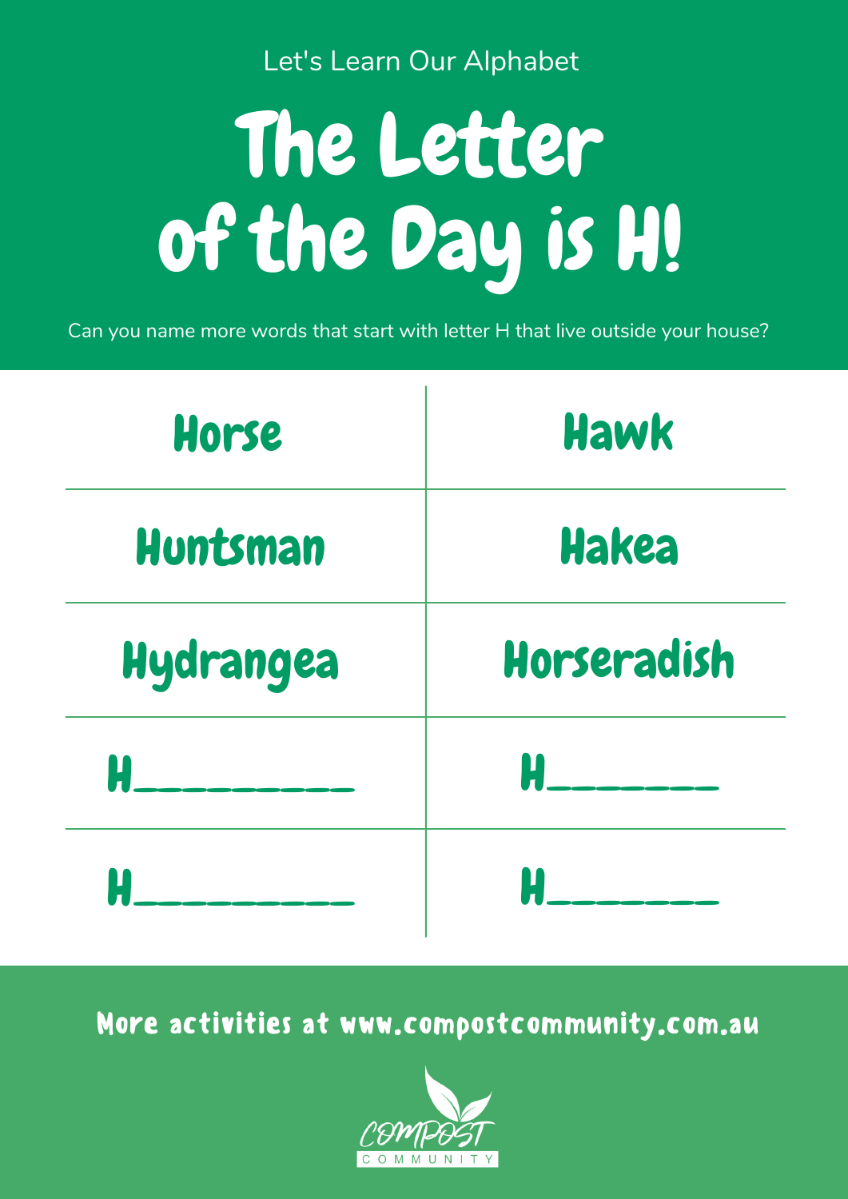Let's Learn Our Alphabet

# The Letter of the Day is H!

Can you name more words that start with letter H that live outside your house?

| | |
|---|---|
| Horse | Hawk |
| Huntsman | Hakea |
| Hydrangea | Horseradish |
| H_________ | H_______ |
| H_________ | H_______ |

More activities at www.compostcommunity.com.au

COMPOST COMMUNITY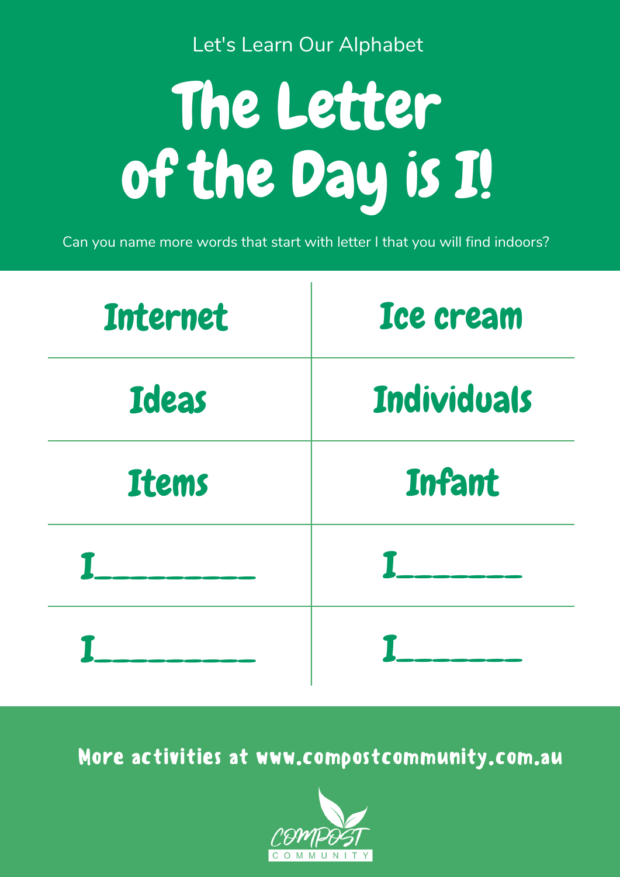Let's Learn Our Alphabet

# The Letter of the Day is I!

Can you name more words that start with letter I that you will find indoors?

| | |
|---|---|
| Internet | Ice cream |
| Ideas | Individuals |
| Items | Infant |
| I_________ | I_______ |
| I_________ | I_______ |

More activities at www.compostcommunity.com.au

COMPOST COMMUNITY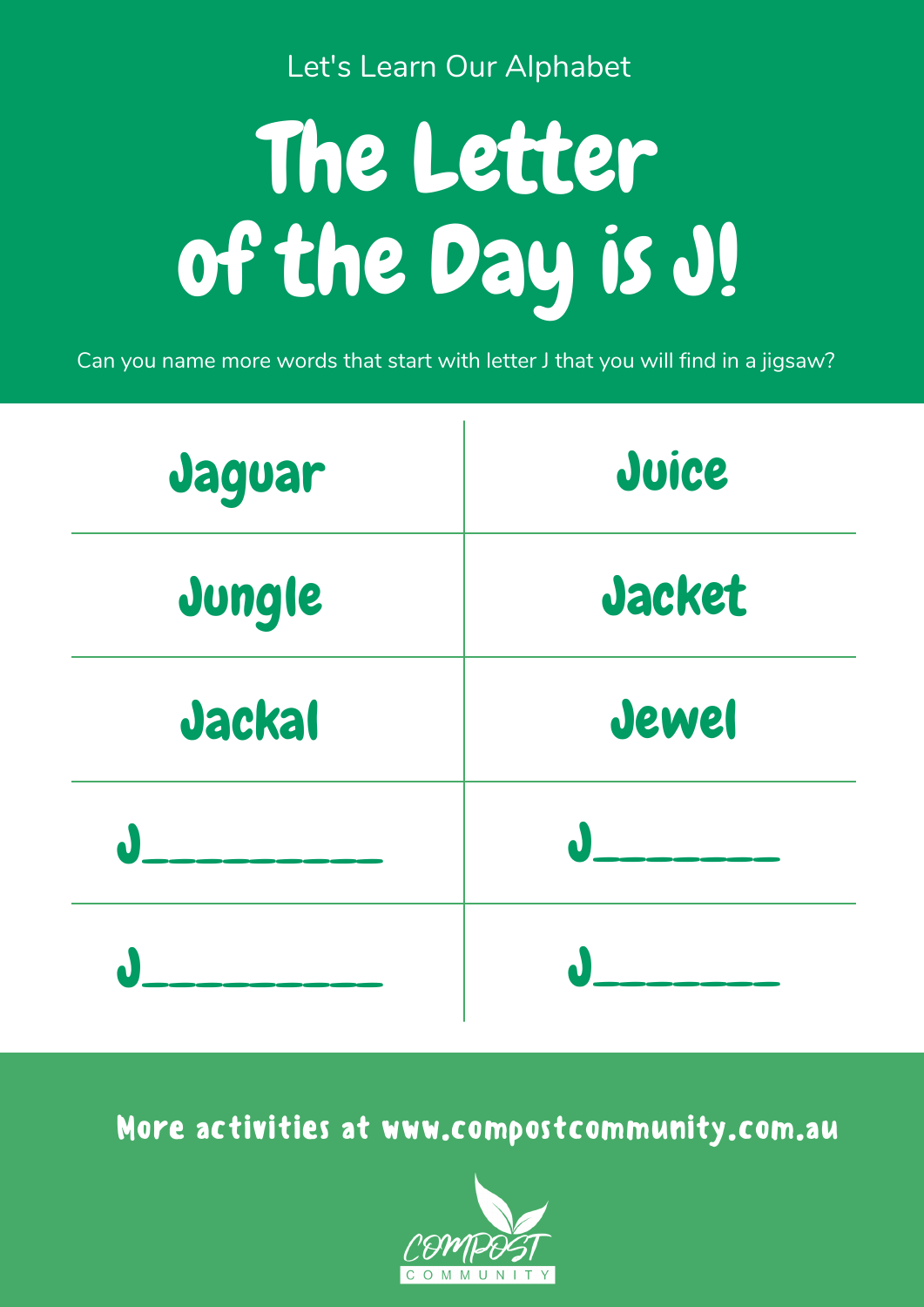Let's Learn Our Alphabet

# The Letter of the Day is J!

Can you name more words that start with letter J that you will find in a jigsaw?

| | |
|---|---|
| Jaguar | Juice |
| Jungle | Jacket |
| Jackal | Jewel |
| J_________ | J_______ |
| J_________ | J_______ |

**More activities at www.compostcommunity.com.au**

COMPOST COMMUNITY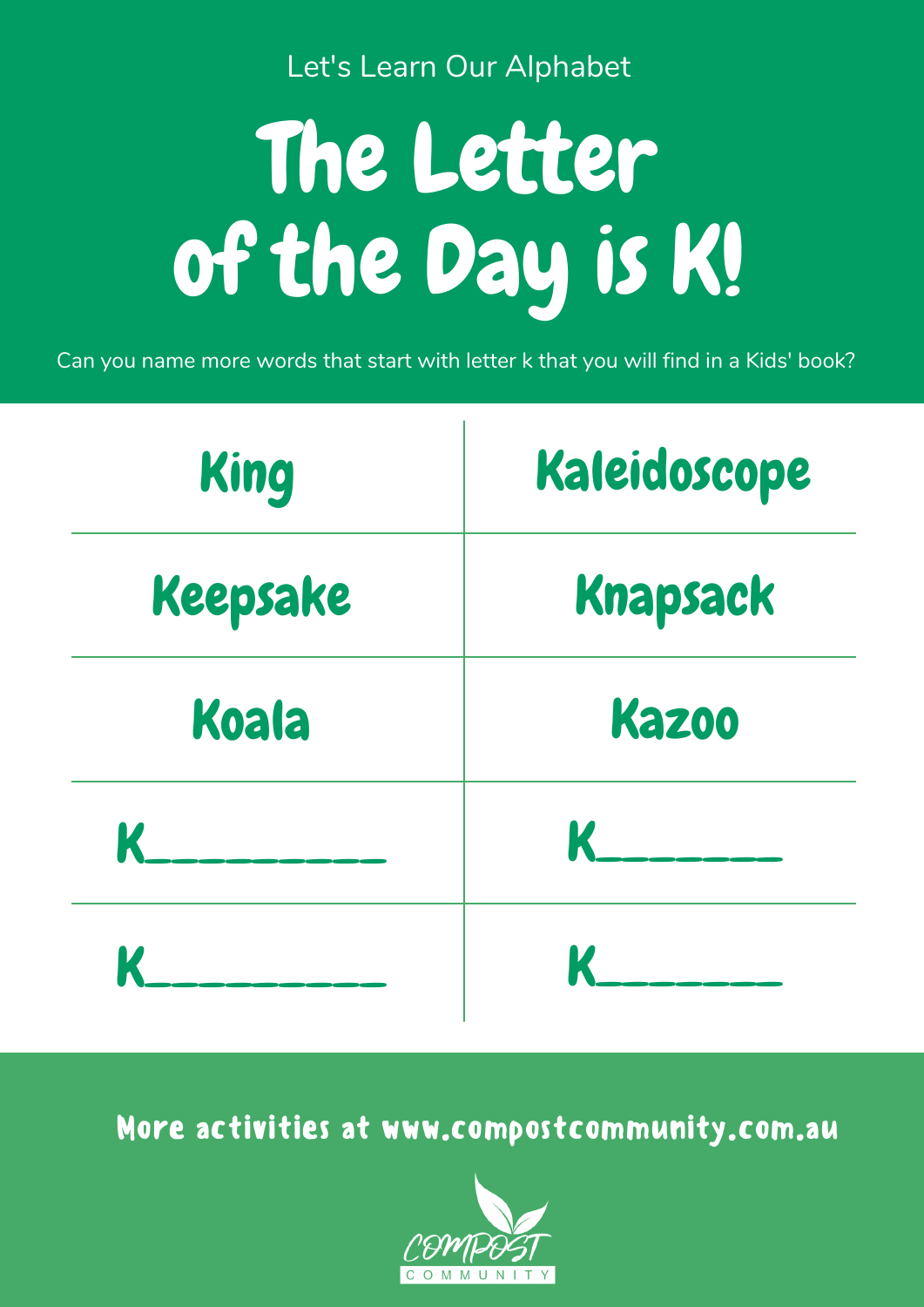Let's Learn Our Alphabet

# The Letter of the Day is K!

Can you name more words that start with letter k that you will find in a Kids' book?

| | |
|---|---|
| King | Kaleidoscope |
| Keepsake | Knapsack |
| Koala | Kazoo |
| K_________ | K_______ |
| K_________ | K_______ |

More activities at www.compostcommunity.com.au

COMPOST COMMUNITY